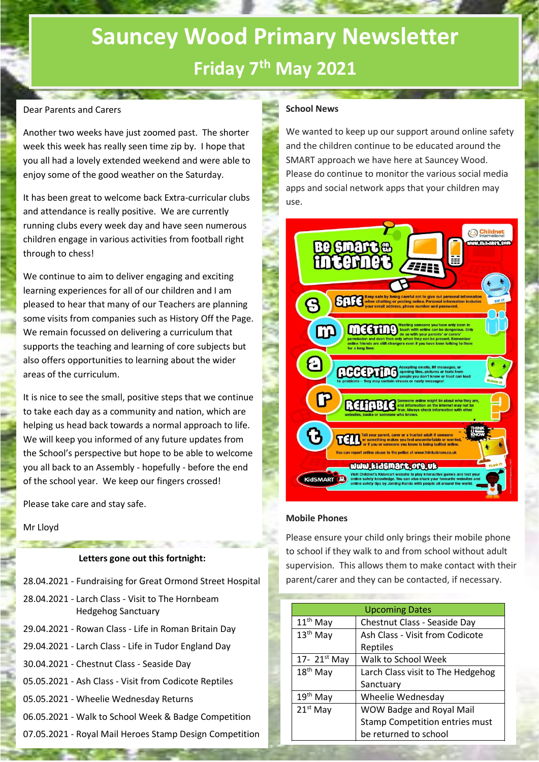# Sauncey Wood Primary Newsletter

## Friday 7th May 2021

Dear Parents and Carers

Another two weeks have just zoomed past. The shorter week this week has really seen time zip by. I hope that you all had a lovely extended weekend and were able to enjoy some of the good weather on the Saturday.

It has been great to welcome back Extra-curricular clubs and attendance is really positive. We are currently running clubs every week day and have seen numerous children engage in various activities from football right through to chess!

We continue to aim to deliver engaging and exciting learning experiences for all of our children and I am pleased to hear that many of our Teachers are planning some visits from companies such as History Off the Page. We remain focussed on delivering a curriculum that supports the teaching and learning of core subjects but also offers opportunities to learning about the wider areas of the curriculum.

It is nice to see the small, positive steps that we continue to take each day as a community and nation, which are helping us head back towards a normal approach to life. We will keep you informed of any future updates from the School's perspective but hope to be able to welcome you all back to an Assembly - hopefully - before the end of the school year. We keep our fingers crossed!

Please take care and stay safe.

Mr Lloyd

**Letters gone out this fortnight:**

28.04.2021 - Fundraising for Great Ormond Street Hospital

28.04.2021 - Larch Class - Visit to The Hornbeam Hedgehog Sanctuary

29.04.2021 - Rowan Class - Life in Roman Britain Day

29.04.2021 - Larch Class - Life in Tudor England Day

30.04.2021 - Chestnut Class - Seaside Day

05.05.2021 - Ash Class - Visit from Codicote Reptiles

05.05.2021 - Wheelie Wednesday Returns

06.05.2021 - Walk to School Week & Badge Competition

07.05.2021 - Royal Mail Heroes Stamp Design Competition

**School News**

We wanted to keep up our support around online safety and the children continue to be educated around the SMART approach we have here at Sauncey Wood. Please do continue to monitor the various social media apps and social network apps that your children may use.

**Be Smart on the internet**

**S — SAFE:** Keep safe by being careful not to give out personal information when chatting or posting online. Personal information includes your email address, phone number and password.

**M — MEETING:** Meeting someone you have only been in touch with online can be dangerous. Only do so with your parents' or carers' permission and even then only when they can be present. Remember online friends are still strangers even if you have been talking to them for a long time.

**A — ACCEPTING:** Accepting emails, IM messages, or opening files, pictures or texts from people you don't know or trust can lead to problems – they may contain viruses or nasty messages!

**R — RELIABLE:** Someone online might lie about who they are, and information on the internet may not be true. Always check information with other websites, books or someone who knows.

**T — TELL:** Tell your parent, carer or a trusted adult if someone or something makes you feel uncomfortable or worried, or if you or someone you know is being bullied online. You can report online abuse to the police at www.thinkuknow.co.uk

www.kidsmart.org.uk — Visit Childnet's Kidsmart website to play interactive games and test your online safety knowledge. You can also share your favourite websites and online safety tips by Joining Hands with people all around the world.

**Mobile Phones**

Please ensure your child only brings their mobile phone to school if they walk to and from school without adult supervision. This allows them to make contact with their parent/carer and they can be contacted, if necessary.

| Upcoming Dates | |
|---|---|
| 11th May | Chestnut Class - Seaside Day |
| 13th May | Ash Class - Visit from Codicote Reptiles |
| 17- 21st May | Walk to School Week |
| 18th May | Larch Class visit to The Hedgehog Sanctuary |
| 19th May | Wheelie Wednesday |
| 21st May | WOW Badge and Royal Mail Stamp Competition entries must be returned to school |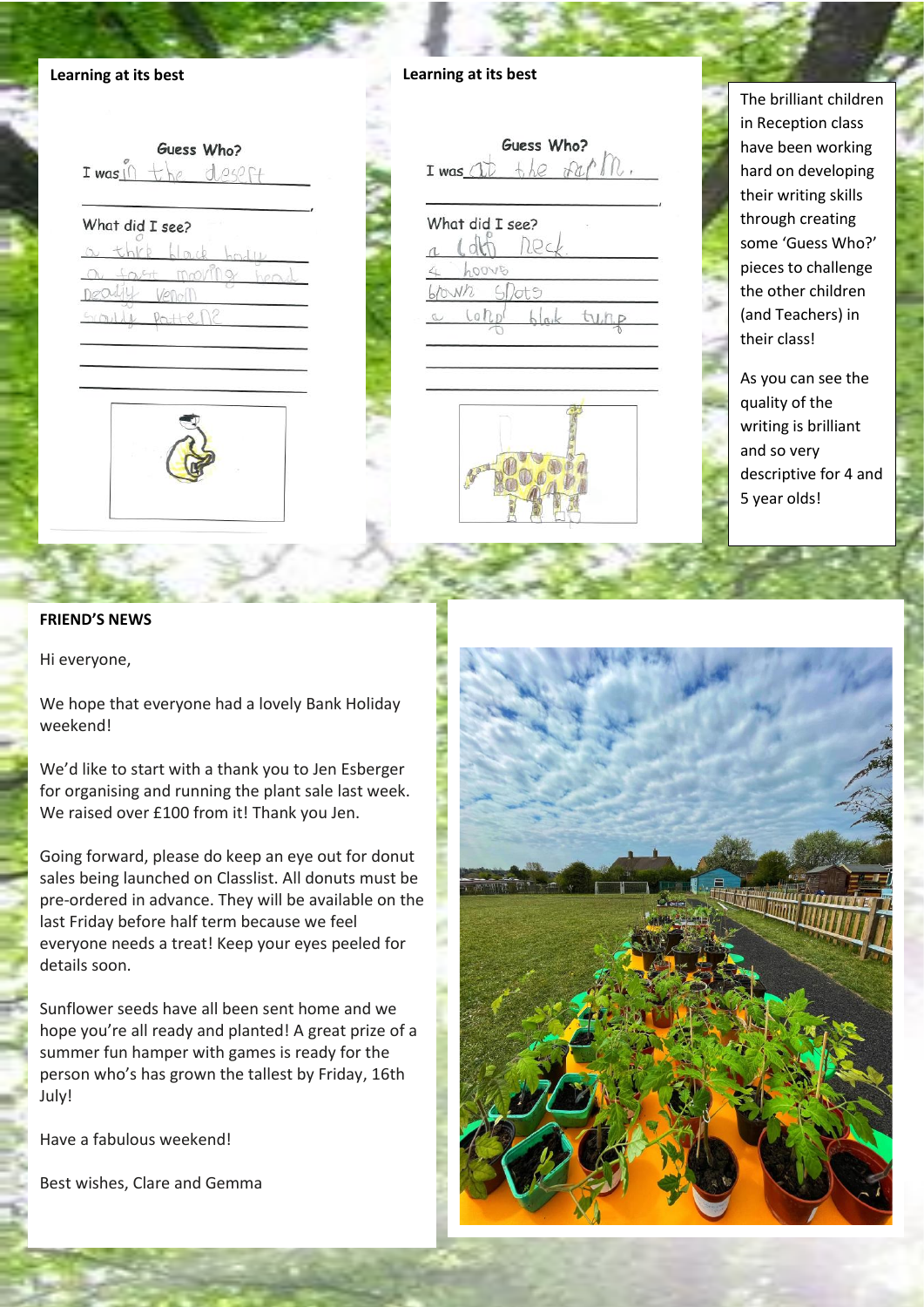**Learning at its best**

Guess Who?

I was in the desert

What did I see?

a thick black body

a fast moving head

deadly venom

scaly pattern

**Learning at its best**

Guess Who?

I was at the farm.

What did I see?

a long neck

4 hoovs

brown spots

a long black tung

The brilliant children in Reception class have been working hard on developing their writing skills through creating some 'Guess Who?' pieces to challenge the other children (and Teachers) in their class!

As you can see the quality of the writing is brilliant and so very descriptive for 4 and 5 year olds!

**FRIEND'S NEWS**

Hi everyone,

We hope that everyone had a lovely Bank Holiday weekend!

We'd like to start with a thank you to Jen Esberger for organising and running the plant sale last week. We raised over £100 from it! Thank you Jen.

Going forward, please do keep an eye out for donut sales being launched on Classlist. All donuts must be pre-ordered in advance. They will be available on the last Friday before half term because we feel everyone needs a treat! Keep your eyes peeled for details soon.

Sunflower seeds have all been sent home and we hope you're all ready and planted! A great prize of a summer fun hamper with games is ready for the person who's has grown the tallest by Friday, 16th July!

Have a fabulous weekend!

Best wishes, Clare and Gemma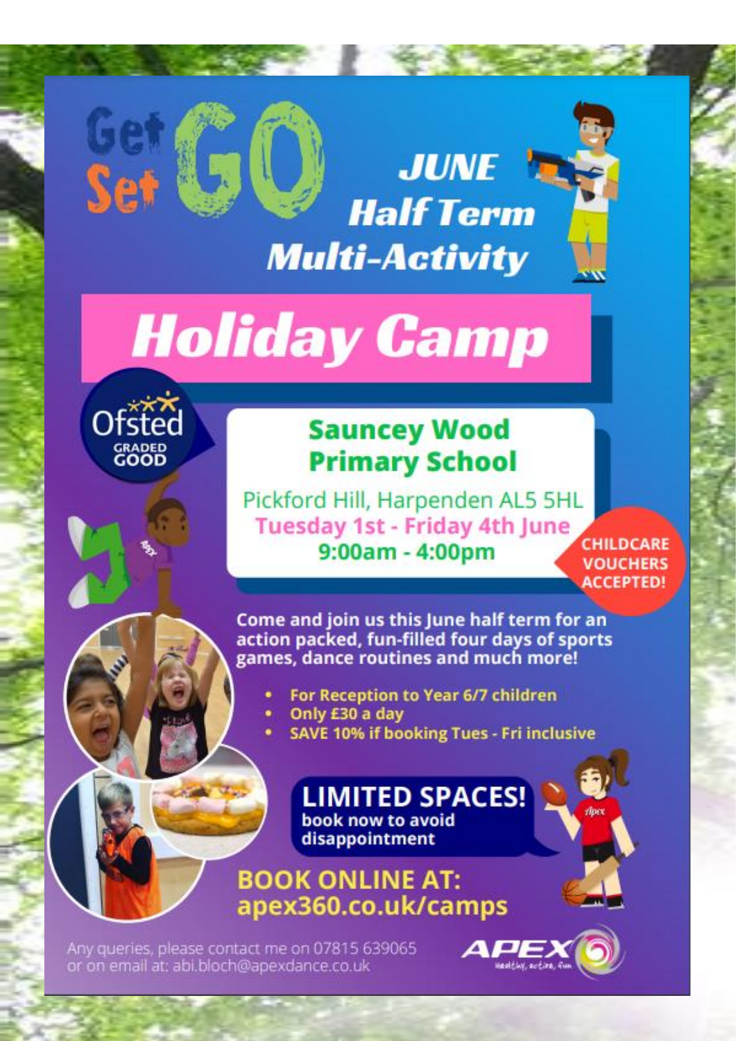# Get Set GO

## JUNE Half Term Multi-Activity

# Holiday Camp

Ofsted GRADED GOOD

## Sauncey Wood Primary School

Pickford Hill, Harpenden AL5 5HL

**Tuesday 1st - Friday 4th June**

**9:00am - 4:00pm**

**CHILDCARE VOUCHERS ACCEPTED!**

**Come and join us this June half term for an action packed, fun-filled four days of sports games, dance routines and much more!**

- **For Reception to Year 6/7 children**
- **Only £30 a day**
- **SAVE 10% if booking Tues - Fri inclusive**

**LIMITED SPACES!** book now to avoid disappointment

**BOOK ONLINE AT: apex360.co.uk/camps**

Any queries, please contact me on 07815 639065 or on email at: abi.bloch@apexdance.co.uk

APEX healthy, active, fun